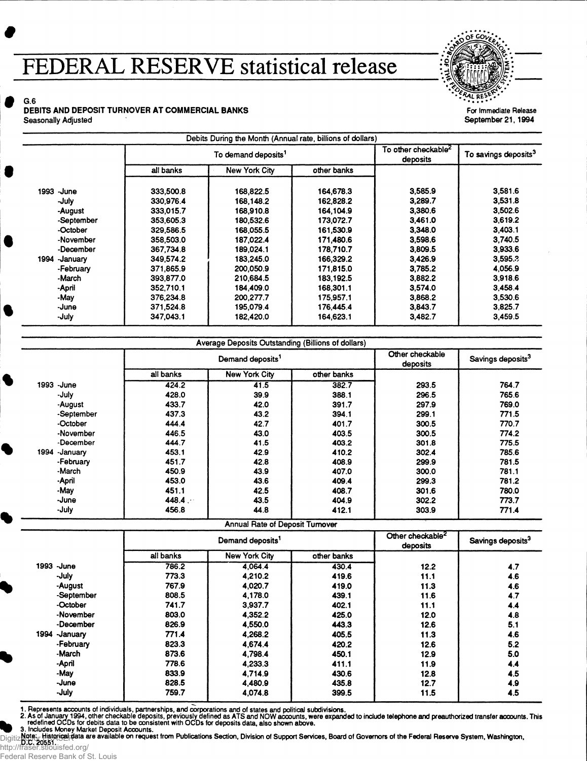# FEDERAL RESERVE statistical release

G.6
**DEBITS AND DEPOSIT TURNOVER AT COMMERCIAL BANKS**
Seasonally Adjusted

For Immediate Release
September 21, 1994

**Debits During the Month (Annual rate, billions of dollars)**

| | To demand deposits[1] | | | To other checkable[2] deposits | To savings deposits[3] |
|---|---|---|---|---|---|
| | all banks | New York City | other banks | | |
| 1993 -June | 333,500.8 | 168,822.5 | 164,678.3 | 3,585.9 | 3,581.6 |
| -July | 330,976.4 | 168,148.2 | 162,828.2 | 3,289.7 | 3,531.8 |
| -August | 333,015.7 | 168,910.8 | 164,104.9 | 3,380.6 | 3,502.6 |
| -September | 353,605.3 | 180,532.6 | 173,072.7 | 3,461.0 | 3,619.2 |
| -October | 329,586.5 | 168,055.5 | 161,530.9 | 3,348.0 | 3,403.1 |
| -November | 358,503.0 | 187,022.4 | 171,480.6 | 3,598.6 | 3,740.5 |
| -December | 367,734.8 | 189,024.1 | 178,710.7 | 3,809.5 | 3,933.6 |
| 1994 -January | 349,574.2 | 183,245.0 | 166,329.2 | 3,426.9 | 3,595.2 |
| -February | 371,865.9 | 200,050.9 | 171,815.0 | 3,785.2 | 4,056.9 |
| -March | 393,877.0 | 210,684.5 | 183,192.5 | 3,882.2 | 3,918.6 |
| -April | 352,710.1 | 184,409.0 | 168,301.1 | 3,574.0 | 3,458.4 |
| -May | 376,234.8 | 200,277.7 | 175,957.1 | 3,868.2 | 3,530.6 |
| -June | 371,524.8 | 195,079.4 | 176,445.4 | 3,843.7 | 3,825.7 |
| -July | 347,043.1 | 182,420.0 | 164,623.1 | 3,482.7 | 3,459.5 |

**Average Deposits Outstanding (Billions of dollars)**

| | Demand deposits[1] | | | Other checkable deposits | Savings deposits[3] |
|---|---|---|---|---|---|
| | all banks | New York City | other banks | | |
| 1993 -June | 424.2 | 41.5 | 382.7 | 293.5 | 764.7 |
| -July | 428.0 | 39.9 | 388.1 | 296.5 | 765.6 |
| -August | 433.7 | 42.0 | 391.7 | 297.9 | 769.0 |
| -September | 437.3 | 43.2 | 394.1 | 299.1 | 771.5 |
| -October | 444.4 | 42.7 | 401.7 | 300.5 | 770.7 |
| -November | 446.5 | 43.0 | 403.5 | 300.5 | 774.2 |
| -December | 444.7 | 41.5 | 403.2 | 301.8 | 775.5 |
| 1994 -January | 453.1 | 42.9 | 410.2 | 302.4 | 785.6 |
| -February | 451.7 | 42.8 | 408.9 | 299.9 | 781.5 |
| -March | 450.9 | 43.9 | 407.0 | 300.0 | 781.1 |
| -April | 453.0 | 43.6 | 409.4 | 299.3 | 781.2 |
| -May | 451.1 | 42.5 | 408.7 | 301.6 | 780.0 |
| -June | 448.4 | 43.5 | 404.9 | 302.2 | 773.7 |
| -July | 456.8 | 44.8 | 412.1 | 303.9 | 771.4 |

**Annual Rate of Deposit Turnover**

| | Demand deposits[1] | | | Other checkable[2] deposits | Savings deposits[3] |
|---|---|---|---|---|---|
| | all banks | New York City | other banks | | |
| 1993 -June | 786.2 | 4,064.4 | 430.4 | 12.2 | 4.7 |
| -July | 773.3 | 4,210.2 | 419.6 | 11.1 | 4.6 |
| -August | 767.9 | 4,020.7 | 419.0 | 11.3 | 4.6 |
| -September | 808.5 | 4,178.0 | 439.1 | 11.6 | 4.7 |
| -October | 741.7 | 3,937.7 | 402.1 | 11.1 | 4.4 |
| -November | 803.0 | 4,352.2 | 425.0 | 12.0 | 4.8 |
| -December | 826.9 | 4,550.0 | 443.3 | 12.6 | 5.1 |
| 1994 -January | 771.4 | 4,268.2 | 405.5 | 11.3 | 4.6 |
| -February | 823.3 | 4,674.4 | 420.2 | 12.6 | 5.2 |
| -March | 873.6 | 4,798.4 | 450.1 | 12.9 | 5.0 |
| -April | 778.6 | 4,233.3 | 411.1 | 11.9 | 4.4 |
| -May | 833.9 | 4,714.9 | 430.6 | 12.8 | 4.5 |
| -June | 828.5 | 4,480.9 | 435.8 | 12.7 | 4.9 |
| -July | 759.7 | 4,074.8 | 399.5 | 11.5 | 4.5 |

1. Represents accounts of individuals, partnerships, and corporations and of states and political subdivisions.
2. As of January 1994, other checkable deposits, previously defined as ATS and NOW accounts, were expanded to include telephone and preauthorized transfer accounts. This redefined OCDs for debits data to be consistent with OCDs for deposits data, also shown above.
3. Includes Money Market Deposit Accounts.

Note: Historical data are available on request from Publications Section, Division of Support Services, Board of Governors of the Federal Reserve System, Washington, D.C. 20551.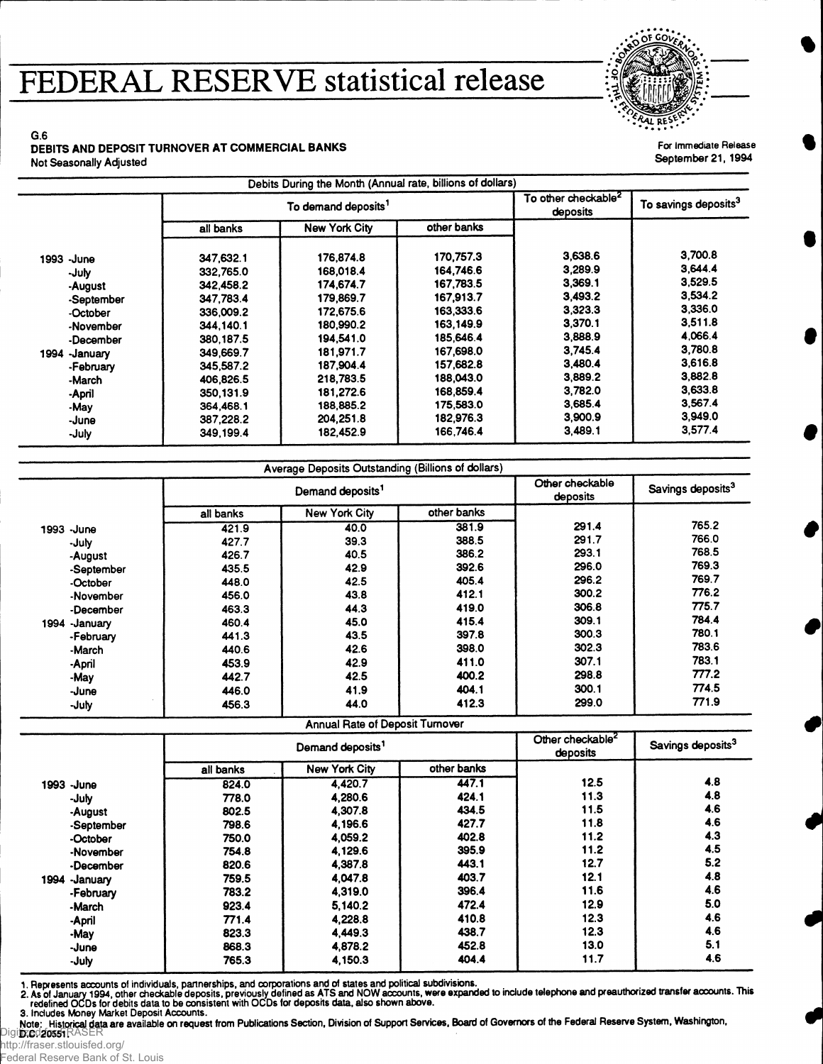# FEDERAL RESERVE statistical release

G.6
**DEBITS AND DEPOSIT TURNOVER AT COMMERCIAL BANKS**
Not Seasonally Adjusted

For Immediate Release
September 21, 1994

Debits During the Month (Annual rate, billions of dollars)

| | To demand deposits[1] | | | To other checkable[2] deposits | To savings deposits[3] |
|---|---|---|---|---|---|
| | all banks | New York City | other banks | | |
| 1993 -June | 347,632.1 | 176,874.8 | 170,757.3 | 3,638.6 | 3,700.8 |
| -July | 332,765.0 | 168,018.4 | 164,746.6 | 3,289.9 | 3,644.4 |
| -August | 342,458.2 | 174,674.7 | 167,783.5 | 3,369.1 | 3,529.5 |
| -September | 347,783.4 | 179,869.7 | 167,913.7 | 3,493.2 | 3,534.2 |
| -October | 336,009.2 | 172,675.6 | 163,333.6 | 3,323.3 | 3,336.0 |
| -November | 344,140.1 | 180,990.2 | 163,149.9 | 3,370.1 | 3,511.8 |
| -December | 380,187.5 | 194,541.0 | 185,646.4 | 3,888.9 | 4,066.4 |
| 1994 -January | 349,669.7 | 181,971.7 | 167,698.0 | 3,745.4 | 3,780.8 |
| -February | 345,587.2 | 187,904.4 | 157,682.8 | 3,480.4 | 3,616.8 |
| -March | 406,826.5 | 218,783.5 | 188,043.0 | 3,889.2 | 3,882.8 |
| -April | 350,131.9 | 181,272.6 | 168,859.4 | 3,782.0 | 3,633.8 |
| -May | 364,468.1 | 188,885.2 | 175,583.0 | 3,685.4 | 3,567.4 |
| -June | 387,228.2 | 204,251.8 | 182,976.3 | 3,900.9 | 3,949.0 |
| -July | 349,199.4 | 182,452.9 | 166,746.4 | 3,489.1 | 3,577.4 |

Average Deposits Outstanding (Billions of dollars)

| | Demand deposits[1] | | | Other checkable deposits | Savings deposits[3] |
|---|---|---|---|---|---|
| | all banks | New York City | other banks | | |
| 1993 -June | 421.9 | 40.0 | 381.9 | 291.4 | 765.2 |
| -July | 427.7 | 39.3 | 388.5 | 291.7 | 766.0 |
| -August | 426.7 | 40.5 | 386.2 | 293.1 | 768.5 |
| -September | 435.5 | 42.9 | 392.6 | 296.0 | 769.3 |
| -October | 448.0 | 42.5 | 405.4 | 296.2 | 769.7 |
| -November | 456.0 | 43.8 | 412.1 | 300.2 | 776.2 |
| -December | 463.3 | 44.3 | 419.0 | 306.8 | 775.7 |
| 1994 -January | 460.4 | 45.0 | 415.4 | 309.1 | 784.4 |
| -February | 441.3 | 43.5 | 397.8 | 300.3 | 780.1 |
| -March | 440.6 | 42.6 | 398.0 | 302.3 | 783.6 |
| -April | 453.9 | 42.9 | 411.0 | 307.1 | 783.1 |
| -May | 442.7 | 42.5 | 400.2 | 298.8 | 777.2 |
| -June | 446.0 | 41.9 | 404.1 | 300.1 | 774.5 |
| -July | 456.3 | 44.0 | 412.3 | 299.0 | 771.9 |

Annual Rate of Deposit Turnover

| | Demand deposits[1] | | | Other checkable[2] deposits | Savings deposits[3] |
|---|---|---|---|---|---|
| | all banks | New York City | other banks | | |
| 1993 -June | 824.0 | 4,420.7 | 447.1 | 12.5 | 4.8 |
| -July | 778.0 | 4,280.6 | 424.1 | 11.3 | 4.8 |
| -August | 802.5 | 4,307.8 | 434.5 | 11.5 | 4.6 |
| -September | 798.6 | 4,196.6 | 427.7 | 11.8 | 4.6 |
| -October | 750.0 | 4,059.2 | 402.8 | 11.2 | 4.3 |
| -November | 754.8 | 4,129.6 | 395.9 | 11.2 | 4.5 |
| -December | 820.6 | 4,387.8 | 443.1 | 12.7 | 5.2 |
| 1994 -January | 759.5 | 4,047.8 | 403.7 | 12.1 | 4.8 |
| -February | 783.2 | 4,319.0 | 396.4 | 11.6 | 4.6 |
| -March | 923.4 | 5,140.2 | 472.4 | 12.9 | 5.0 |
| -April | 771.4 | 4,228.8 | 410.8 | 12.3 | 4.6 |
| -May | 823.3 | 4,449.3 | 438.7 | 12.3 | 4.6 |
| -June | 868.3 | 4,878.2 | 452.8 | 13.0 | 5.1 |
| -July | 765.3 | 4,150.3 | 404.4 | 11.7 | 4.6 |

1. Represents accounts of individuals, partnerships, and corporations and of states and political subdivisions.
2. As of January 1994, other checkable deposits, previously defined as ATS and NOW accounts, were expanded to include telephone and preauthorized transfer accounts. This redefined OCDs for debits data to be consistent with OCDs for deposits data, also shown above.
3. Includes Money Market Deposit Accounts.

Note: Historical data are available on request from Publications Section, Division of Support Services, Board of Governors of the Federal Reserve System, Washington, D.C. 20551.